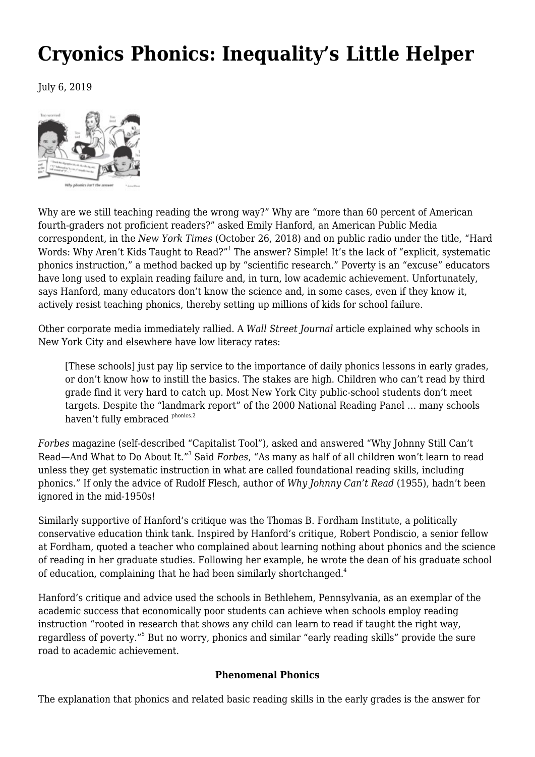# Cryonics Phonics: Inequality's Little Helper

July 6, 2019

Why are we still teaching reading the wrong way?" Why are "more than 60 percent of American fourth-graders not proficient readers?" asked Emily Hanford, an American Public Media correspondent, in the *New York Times* (October 26, 2018) and on public radio under the title, "Hard Words: Why Aren't Kids Taught to Read?"[1] The answer? Simple! It's the lack of "explicit, systematic phonics instruction," a method backed up by "scientific research." Poverty is an "excuse" educators have long used to explain reading failure and, in turn, low academic achievement. Unfortunately, says Hanford, many educators don't know the science and, in some cases, even if they know it, actively resist teaching phonics, thereby setting up millions of kids for school failure.

Other corporate media immediately rallied. A *Wall Street Journal* article explained why schools in New York City and elsewhere have low literacy rates:

> [These schools] just pay lip service to the importance of daily phonics lessons in early grades, or don't know how to instill the basics. The stakes are high. Children who can't read by third grade find it very hard to catch up. Most New York City public-school students don't meet targets. Despite the "landmark report" of the 2000 National Reading Panel … many schools haven't fully embraced phonics.[2]

*Forbes* magazine (self-described "Capitalist Tool"), asked and answered "Why Johnny Still Can't Read—And What to Do About It."[3] Said *Forbes*, "As many as half of all children won't learn to read unless they get systematic instruction in what are called foundational reading skills, including phonics." If only the advice of Rudolf Flesch, author of *Why Johnny Can't Read* (1955), hadn't been ignored in the mid-1950s!

Similarly supportive of Hanford's critique was the Thomas B. Fordham Institute, a politically conservative education think tank. Inspired by Hanford's critique, Robert Pondiscio, a senior fellow at Fordham, quoted a teacher who complained about learning nothing about phonics and the science of reading in her graduate studies. Following her example, he wrote the dean of his graduate school of education, complaining that he had been similarly shortchanged.[4]

Hanford's critique and advice used the schools in Bethlehem, Pennsylvania, as an exemplar of the academic success that economically poor students can achieve when schools employ reading instruction "rooted in research that shows any child can learn to read if taught the right way, regardless of poverty."[5] But no worry, phonics and similar "early reading skills" provide the sure road to academic achievement.

**Phenomenal Phonics**

The explanation that phonics and related basic reading skills in the early grades is the answer for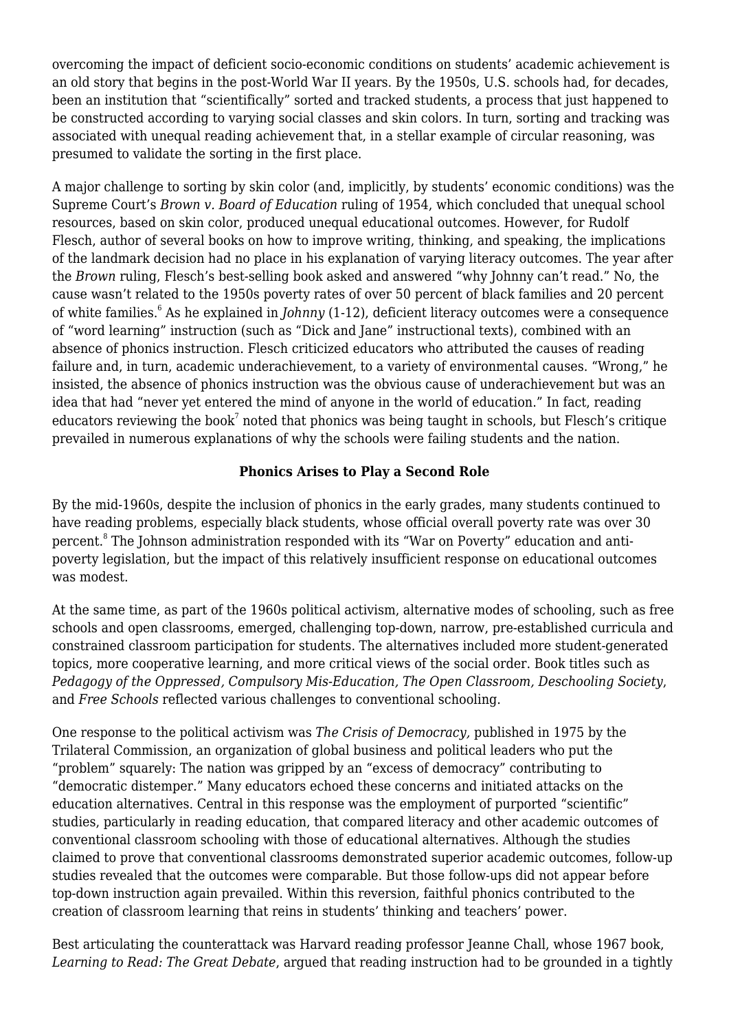overcoming the impact of deficient socio-economic conditions on students' academic achievement is an old story that begins in the post-World War II years. By the 1950s, U.S. schools had, for decades, been an institution that "scientifically" sorted and tracked students, a process that just happened to be constructed according to varying social classes and skin colors. In turn, sorting and tracking was associated with unequal reading achievement that, in a stellar example of circular reasoning, was presumed to validate the sorting in the first place.

A major challenge to sorting by skin color (and, implicitly, by students' economic conditions) was the Supreme Court's *Brown v. Board of Education* ruling of 1954, which concluded that unequal school resources, based on skin color, produced unequal educational outcomes. However, for Rudolf Flesch, author of several books on how to improve writing, thinking, and speaking, the implications of the landmark decision had no place in his explanation of varying literacy outcomes. The year after the *Brown* ruling, Flesch's best-selling book asked and answered "why Johnny can't read." No, the cause wasn't related to the 1950s poverty rates of over 50 percent of black families and 20 percent of white families.[6] As he explained in *Johnny* (1-12), deficient literacy outcomes were a consequence of "word learning" instruction (such as "Dick and Jane" instructional texts), combined with an absence of phonics instruction. Flesch criticized educators who attributed the causes of reading failure and, in turn, academic underachievement, to a variety of environmental causes. "Wrong," he insisted, the absence of phonics instruction was the obvious cause of underachievement but was an idea that had "never yet entered the mind of anyone in the world of education." In fact, reading educators reviewing the book[7] noted that phonics was being taught in schools, but Flesch's critique prevailed in numerous explanations of why the schools were failing students and the nation.

### Phonics Arises to Play a Second Role

By the mid-1960s, despite the inclusion of phonics in the early grades, many students continued to have reading problems, especially black students, whose official overall poverty rate was over 30 percent.[8] The Johnson administration responded with its "War on Poverty" education and anti-poverty legislation, but the impact of this relatively insufficient response on educational outcomes was modest.

At the same time, as part of the 1960s political activism, alternative modes of schooling, such as free schools and open classrooms, emerged, challenging top-down, narrow, pre-established curricula and constrained classroom participation for students. The alternatives included more student-generated topics, more cooperative learning, and more critical views of the social order. Book titles such as *Pedagogy of the Oppressed, Compulsory Mis-Education, The Open Classroom, Deschooling Society*, and *Free Schools* reflected various challenges to conventional schooling.

One response to the political activism was *The Crisis of Democracy,* published in 1975 by the Trilateral Commission, an organization of global business and political leaders who put the "problem" squarely: The nation was gripped by an "excess of democracy" contributing to "democratic distemper." Many educators echoed these concerns and initiated attacks on the education alternatives. Central in this response was the employment of purported "scientific" studies, particularly in reading education, that compared literacy and other academic outcomes of conventional classroom schooling with those of educational alternatives. Although the studies claimed to prove that conventional classrooms demonstrated superior academic outcomes, follow-up studies revealed that the outcomes were comparable. But those follow-ups did not appear before top-down instruction again prevailed. Within this reversion, faithful phonics contributed to the creation of classroom learning that reins in students' thinking and teachers' power.

Best articulating the counterattack was Harvard reading professor Jeanne Chall, whose 1967 book, *Learning to Read: The Great Debate*, argued that reading instruction had to be grounded in a tightly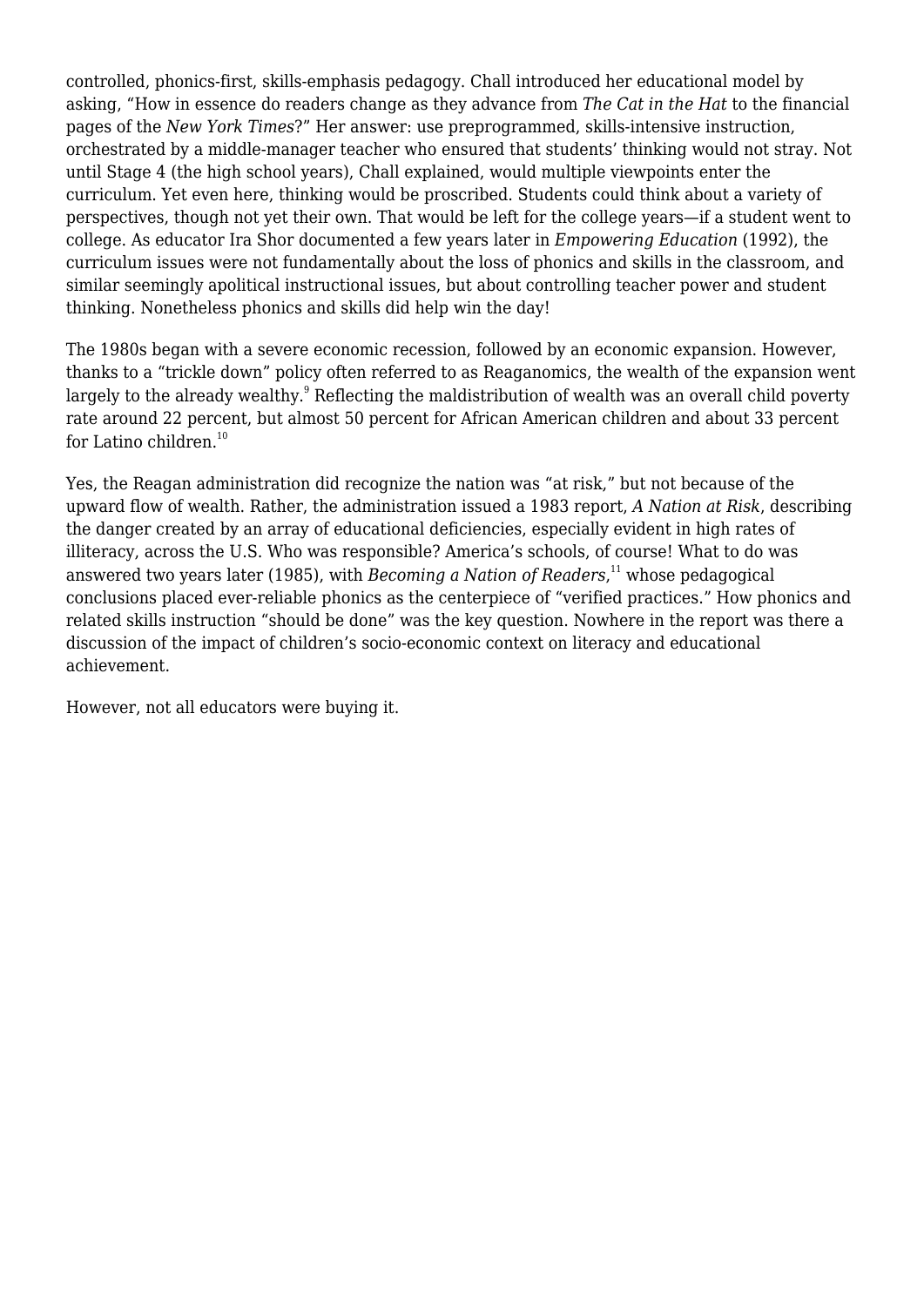controlled, phonics-first, skills-emphasis pedagogy. Chall introduced her educational model by asking, "How in essence do readers change as they advance from *The Cat in the Hat* to the financial pages of the *New York Times*?" Her answer: use preprogrammed, skills-intensive instruction, orchestrated by a middle-manager teacher who ensured that students' thinking would not stray. Not until Stage 4 (the high school years), Chall explained, would multiple viewpoints enter the curriculum. Yet even here, thinking would be proscribed. Students could think about a variety of perspectives, though not yet their own. That would be left for the college years—if a student went to college. As educator Ira Shor documented a few years later in *Empowering Education* (1992), the curriculum issues were not fundamentally about the loss of phonics and skills in the classroom, and similar seemingly apolitical instructional issues, but about controlling teacher power and student thinking. Nonetheless phonics and skills did help win the day!

The 1980s began with a severe economic recession, followed by an economic expansion. However, thanks to a "trickle down" policy often referred to as Reaganomics, the wealth of the expansion went largely to the already wealthy.[9] Reflecting the maldistribution of wealth was an overall child poverty rate around 22 percent, but almost 50 percent for African American children and about 33 percent for Latino children.[10]

Yes, the Reagan administration did recognize the nation was "at risk," but not because of the upward flow of wealth. Rather, the administration issued a 1983 report, *A Nation at Risk*, describing the danger created by an array of educational deficiencies, especially evident in high rates of illiteracy, across the U.S. Who was responsible? America's schools, of course! What to do was answered two years later (1985), with *Becoming a Nation of Readers*,[11] whose pedagogical conclusions placed ever-reliable phonics as the centerpiece of "verified practices." How phonics and related skills instruction "should be done" was the key question. Nowhere in the report was there a discussion of the impact of children's socio-economic context on literacy and educational achievement.

However, not all educators were buying it.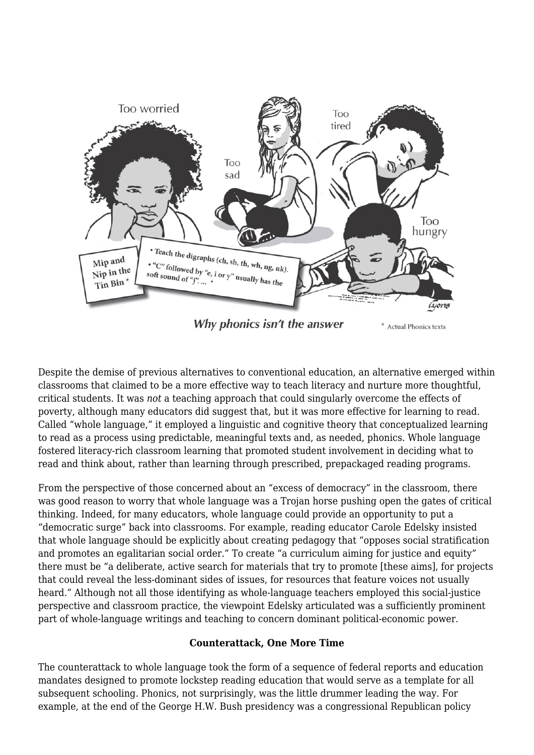*Why phonics isn't the answer*

\* Actual Phonics texts

Despite the demise of previous alternatives to conventional education, an alternative emerged within classrooms that claimed to be a more effective way to teach literacy and nurture more thoughtful, critical students. It was *not* a teaching approach that could singularly overcome the effects of poverty, although many educators did suggest that, but it was more effective for learning to read. Called "whole language," it employed a linguistic and cognitive theory that conceptualized learning to read as a process using predictable, meaningful texts and, as needed, phonics. Whole language fostered literacy-rich classroom learning that promoted student involvement in deciding what to read and think about, rather than learning through prescribed, prepackaged reading programs.

From the perspective of those concerned about an "excess of democracy" in the classroom, there was good reason to worry that whole language was a Trojan horse pushing open the gates of critical thinking. Indeed, for many educators, whole language could provide an opportunity to put a "democratic surge" back into classrooms. For example, reading educator Carole Edelsky insisted that whole language should be explicitly about creating pedagogy that "opposes social stratification and promotes an egalitarian social order." To create "a curriculum aiming for justice and equity" there must be "a deliberate, active search for materials that try to promote [these aims], for projects that could reveal the less-dominant sides of issues, for resources that feature voices not usually heard." Although not all those identifying as whole-language teachers employed this social-justice perspective and classroom practice, the viewpoint Edelsky articulated was a sufficiently prominent part of whole-language writings and teaching to concern dominant political-economic power.

**Counterattack, One More Time**

The counterattack to whole language took the form of a sequence of federal reports and education mandates designed to promote lockstep reading education that would serve as a template for all subsequent schooling. Phonics, not surprisingly, was the little drummer leading the way. For example, at the end of the George H.W. Bush presidency was a congressional Republican policy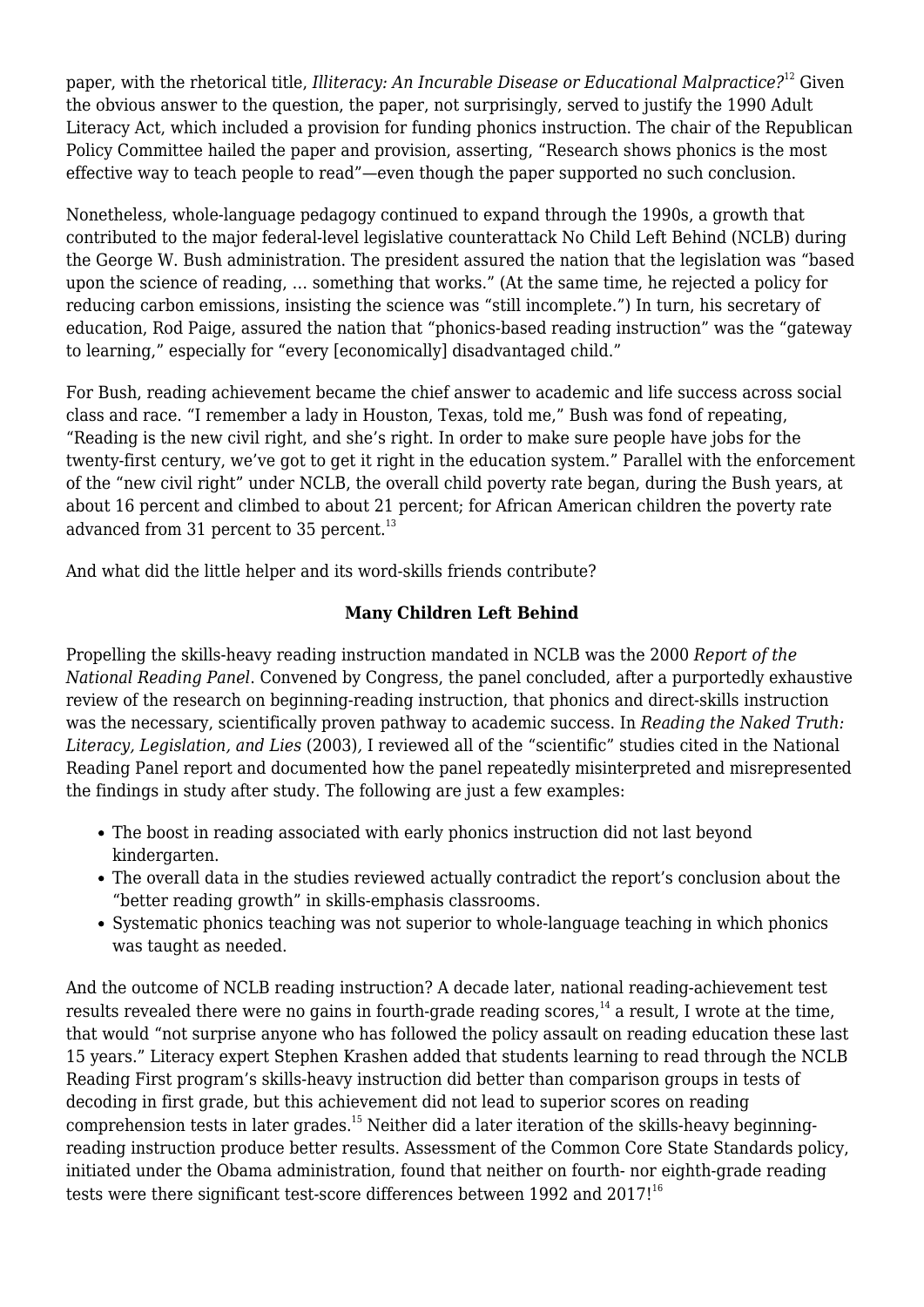paper, with the rhetorical title, *Illiteracy: An Incurable Disease or Educational Malpractice?*[12] Given the obvious answer to the question, the paper, not surprisingly, served to justify the 1990 Adult Literacy Act, which included a provision for funding phonics instruction. The chair of the Republican Policy Committee hailed the paper and provision, asserting, "Research shows phonics is the most effective way to teach people to read"—even though the paper supported no such conclusion.

Nonetheless, whole-language pedagogy continued to expand through the 1990s, a growth that contributed to the major federal-level legislative counterattack No Child Left Behind (NCLB) during the George W. Bush administration. The president assured the nation that the legislation was "based upon the science of reading, … something that works." (At the same time, he rejected a policy for reducing carbon emissions, insisting the science was "still incomplete.") In turn, his secretary of education, Rod Paige, assured the nation that "phonics-based reading instruction" was the "gateway to learning," especially for "every [economically] disadvantaged child."

For Bush, reading achievement became the chief answer to academic and life success across social class and race. "I remember a lady in Houston, Texas, told me," Bush was fond of repeating, "Reading is the new civil right, and she's right. In order to make sure people have jobs for the twenty-first century, we've got to get it right in the education system." Parallel with the enforcement of the "new civil right" under NCLB, the overall child poverty rate began, during the Bush years, at about 16 percent and climbed to about 21 percent; for African American children the poverty rate advanced from 31 percent to 35 percent.[13]

And what did the little helper and its word-skills friends contribute?

**Many Children Left Behind**

Propelling the skills-heavy reading instruction mandated in NCLB was the 2000 *Report of the National Reading Panel*. Convened by Congress, the panel concluded, after a purportedly exhaustive review of the research on beginning-reading instruction, that phonics and direct-skills instruction was the necessary, scientifically proven pathway to academic success. In *Reading the Naked Truth: Literacy, Legislation, and Lies* (2003), I reviewed all of the "scientific" studies cited in the National Reading Panel report and documented how the panel repeatedly misinterpreted and misrepresented the findings in study after study. The following are just a few examples:

- The boost in reading associated with early phonics instruction did not last beyond kindergarten.
- The overall data in the studies reviewed actually contradict the report's conclusion about the "better reading growth" in skills-emphasis classrooms.
- Systematic phonics teaching was not superior to whole-language teaching in which phonics was taught as needed.

And the outcome of NCLB reading instruction? A decade later, national reading-achievement test results revealed there were no gains in fourth-grade reading scores,[14] a result, I wrote at the time, that would "not surprise anyone who has followed the policy assault on reading education these last 15 years." Literacy expert Stephen Krashen added that students learning to read through the NCLB Reading First program's skills-heavy instruction did better than comparison groups in tests of decoding in first grade, but this achievement did not lead to superior scores on reading comprehension tests in later grades.[15] Neither did a later iteration of the skills-heavy beginning-reading instruction produce better results. Assessment of the Common Core State Standards policy, initiated under the Obama administration, found that neither on fourth- nor eighth-grade reading tests were there significant test-score differences between 1992 and 2017![16]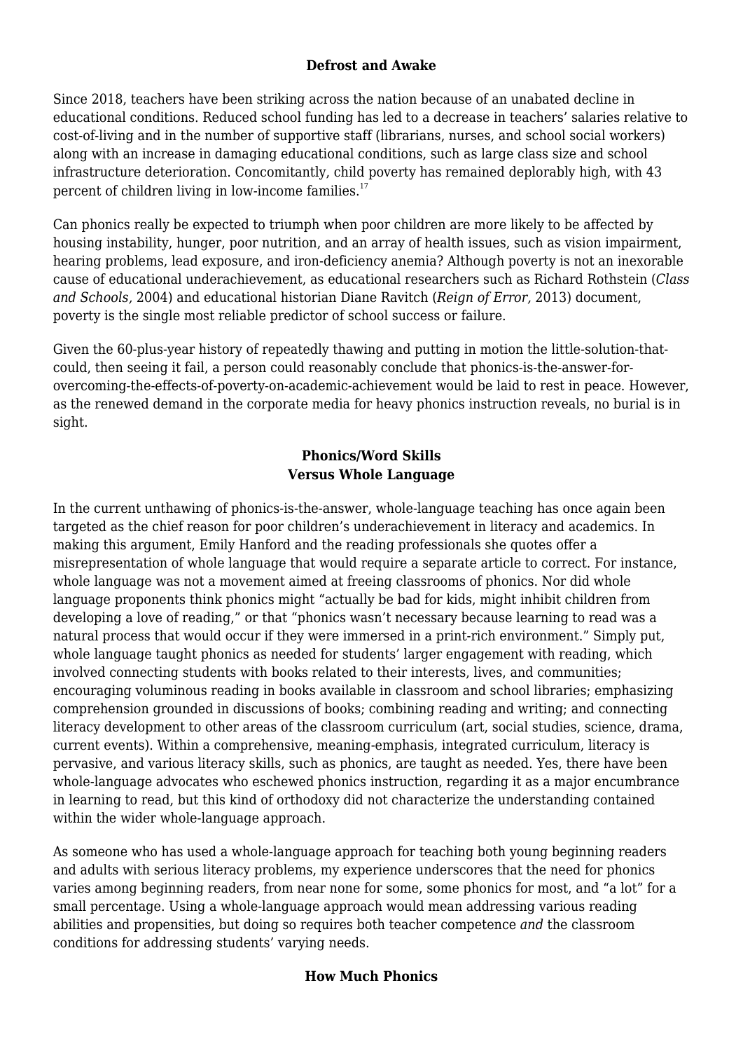### Defrost and Awake

Since 2018, teachers have been striking across the nation because of an unabated decline in educational conditions. Reduced school funding has led to a decrease in teachers' salaries relative to cost-of-living and in the number of supportive staff (librarians, nurses, and school social workers) along with an increase in damaging educational conditions, such as large class size and school infrastructure deterioration. Concomitantly, child poverty has remained deplorably high, with 43 percent of children living in low-income families.[17]

Can phonics really be expected to triumph when poor children are more likely to be affected by housing instability, hunger, poor nutrition, and an array of health issues, such as vision impairment, hearing problems, lead exposure, and iron-deficiency anemia? Although poverty is not an inexorable cause of educational underachievement, as educational researchers such as Richard Rothstein (*Class and Schools,* 2004) and educational historian Diane Ravitch (*Reign of Error,* 2013) document, poverty is the single most reliable predictor of school success or failure.

Given the 60-plus-year history of repeatedly thawing and putting in motion the little-solution-that-could, then seeing it fail, a person could reasonably conclude that phonics-is-the-answer-for-overcoming-the-effects-of-poverty-on-academic-achievement would be laid to rest in peace. However, as the renewed demand in the corporate media for heavy phonics instruction reveals, no burial is in sight.

### Phonics/Word Skills Versus Whole Language

In the current unthawing of phonics-is-the-answer, whole-language teaching has once again been targeted as the chief reason for poor children's underachievement in literacy and academics. In making this argument, Emily Hanford and the reading professionals she quotes offer a misrepresentation of whole language that would require a separate article to correct. For instance, whole language was not a movement aimed at freeing classrooms of phonics. Nor did whole language proponents think phonics might "actually be bad for kids, might inhibit children from developing a love of reading," or that "phonics wasn't necessary because learning to read was a natural process that would occur if they were immersed in a print-rich environment." Simply put, whole language taught phonics as needed for students' larger engagement with reading, which involved connecting students with books related to their interests, lives, and communities; encouraging voluminous reading in books available in classroom and school libraries; emphasizing comprehension grounded in discussions of books; combining reading and writing; and connecting literacy development to other areas of the classroom curriculum (art, social studies, science, drama, current events). Within a comprehensive, meaning-emphasis, integrated curriculum, literacy is pervasive, and various literacy skills, such as phonics, are taught as needed. Yes, there have been whole-language advocates who eschewed phonics instruction, regarding it as a major encumbrance in learning to read, but this kind of orthodoxy did not characterize the understanding contained within the wider whole-language approach.

As someone who has used a whole-language approach for teaching both young beginning readers and adults with serious literacy problems, my experience underscores that the need for phonics varies among beginning readers, from near none for some, some phonics for most, and "a lot" for a small percentage. Using a whole-language approach would mean addressing various reading abilities and propensities, but doing so requires both teacher competence *and* the classroom conditions for addressing students' varying needs.

### How Much Phonics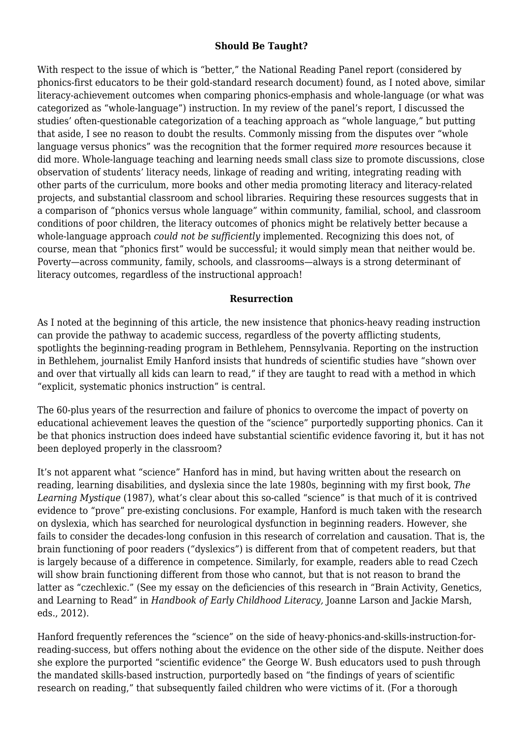### Should Be Taught?

With respect to the issue of which is "better," the National Reading Panel report (considered by phonics-first educators to be their gold-standard research document) found, as I noted above, similar literacy-achievement outcomes when comparing phonics-emphasis and whole-language (or what was categorized as "whole-language") instruction. In my review of the panel's report, I discussed the studies' often-questionable categorization of a teaching approach as "whole language," but putting that aside, I see no reason to doubt the results. Commonly missing from the disputes over "whole language versus phonics" was the recognition that the former required *more* resources because it did more. Whole-language teaching and learning needs small class size to promote discussions, close observation of students' literacy needs, linkage of reading and writing, integrating reading with other parts of the curriculum, more books and other media promoting literacy and literacy-related projects, and substantial classroom and school libraries. Requiring these resources suggests that in a comparison of "phonics versus whole language" within community, familial, school, and classroom conditions of poor children, the literacy outcomes of phonics might be relatively better because a whole-language approach *could not be sufficiently* implemented. Recognizing this does not, of course, mean that "phonics first" would be successful; it would simply mean that neither would be. Poverty—across community, family, schools, and classrooms—always is a strong determinant of literacy outcomes, regardless of the instructional approach!

### Resurrection

As I noted at the beginning of this article, the new insistence that phonics-heavy reading instruction can provide the pathway to academic success, regardless of the poverty afflicting students, spotlights the beginning-reading program in Bethlehem, Pennsylvania. Reporting on the instruction in Bethlehem, journalist Emily Hanford insists that hundreds of scientific studies have "shown over and over that virtually all kids can learn to read," if they are taught to read with a method in which "explicit, systematic phonics instruction" is central.

The 60-plus years of the resurrection and failure of phonics to overcome the impact of poverty on educational achievement leaves the question of the "science" purportedly supporting phonics. Can it be that phonics instruction does indeed have substantial scientific evidence favoring it, but it has not been deployed properly in the classroom?

It's not apparent what "science" Hanford has in mind, but having written about the research on reading, learning disabilities, and dyslexia since the late 1980s, beginning with my first book, *The Learning Mystique* (1987), what's clear about this so-called "science" is that much of it is contrived evidence to "prove" pre-existing conclusions. For example, Hanford is much taken with the research on dyslexia, which has searched for neurological dysfunction in beginning readers. However, she fails to consider the decades-long confusion in this research of correlation and causation. That is, the brain functioning of poor readers ("dyslexics") is different from that of competent readers, but that is largely because of a difference in competence. Similarly, for example, readers able to read Czech will show brain functioning different from those who cannot, but that is not reason to brand the latter as "czechlexic." (See my essay on the deficiencies of this research in "Brain Activity, Genetics, and Learning to Read" in *Handbook of Early Childhood Literacy,* Joanne Larson and Jackie Marsh, eds., 2012).

Hanford frequently references the "science" on the side of heavy-phonics-and-skills-instruction-for-reading-success, but offers nothing about the evidence on the other side of the dispute. Neither does she explore the purported "scientific evidence" the George W. Bush educators used to push through the mandated skills-based instruction, purportedly based on "the findings of years of scientific research on reading," that subsequently failed children who were victims of it. (For a thorough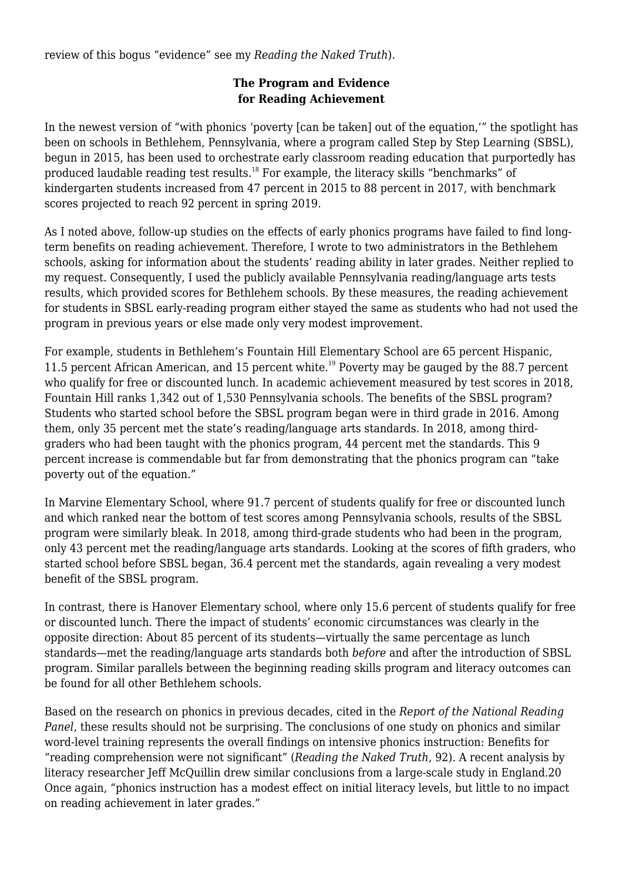review of this bogus "evidence" see my *Reading the Naked Truth*).

## The Program and Evidence for Reading Achievement

In the newest version of "with phonics 'poverty [can be taken] out of the equation,'" the spotlight has been on schools in Bethlehem, Pennsylvania, where a program called Step by Step Learning (SBSL), begun in 2015, has been used to orchestrate early classroom reading education that purportedly has produced laudable reading test results.[18] For example, the literacy skills "benchmarks" of kindergarten students increased from 47 percent in 2015 to 88 percent in 2017, with benchmark scores projected to reach 92 percent in spring 2019.

As I noted above, follow-up studies on the effects of early phonics programs have failed to find long-term benefits on reading achievement. Therefore, I wrote to two administrators in the Bethlehem schools, asking for information about the students' reading ability in later grades. Neither replied to my request. Consequently, I used the publicly available Pennsylvania reading/language arts tests results, which provided scores for Bethlehem schools. By these measures, the reading achievement for students in SBSL early-reading program either stayed the same as students who had not used the program in previous years or else made only very modest improvement.

For example, students in Bethlehem's Fountain Hill Elementary School are 65 percent Hispanic, 11.5 percent African American, and 15 percent white.[19] Poverty may be gauged by the 88.7 percent who qualify for free or discounted lunch. In academic achievement measured by test scores in 2018, Fountain Hill ranks 1,342 out of 1,530 Pennsylvania schools. The benefits of the SBSL program? Students who started school before the SBSL program began were in third grade in 2016. Among them, only 35 percent met the state's reading/language arts standards. In 2018, among third-graders who had been taught with the phonics program, 44 percent met the standards. This 9 percent increase is commendable but far from demonstrating that the phonics program can "take poverty out of the equation."

In Marvine Elementary School, where 91.7 percent of students qualify for free or discounted lunch and which ranked near the bottom of test scores among Pennsylvania schools, results of the SBSL program were similarly bleak. In 2018, among third-grade students who had been in the program, only 43 percent met the reading/language arts standards. Looking at the scores of fifth graders, who started school before SBSL began, 36.4 percent met the standards, again revealing a very modest benefit of the SBSL program.

In contrast, there is Hanover Elementary school, where only 15.6 percent of students qualify for free or discounted lunch. There the impact of students' economic circumstances was clearly in the opposite direction: About 85 percent of its students—virtually the same percentage as lunch standards—met the reading/language arts standards both *before* and after the introduction of SBSL program. Similar parallels between the beginning reading skills program and literacy outcomes can be found for all other Bethlehem schools.

Based on the research on phonics in previous decades, cited in the *Report of the National Reading Panel*, these results should not be surprising. The conclusions of one study on phonics and similar word-level training represents the overall findings on intensive phonics instruction: Benefits for "reading comprehension were not significant" (*Reading the Naked Truth*, 92). A recent analysis by literacy researcher Jeff McQuillin drew similar conclusions from a large-scale study in England.20 Once again, "phonics instruction has a modest effect on initial literacy levels, but little to no impact on reading achievement in later grades."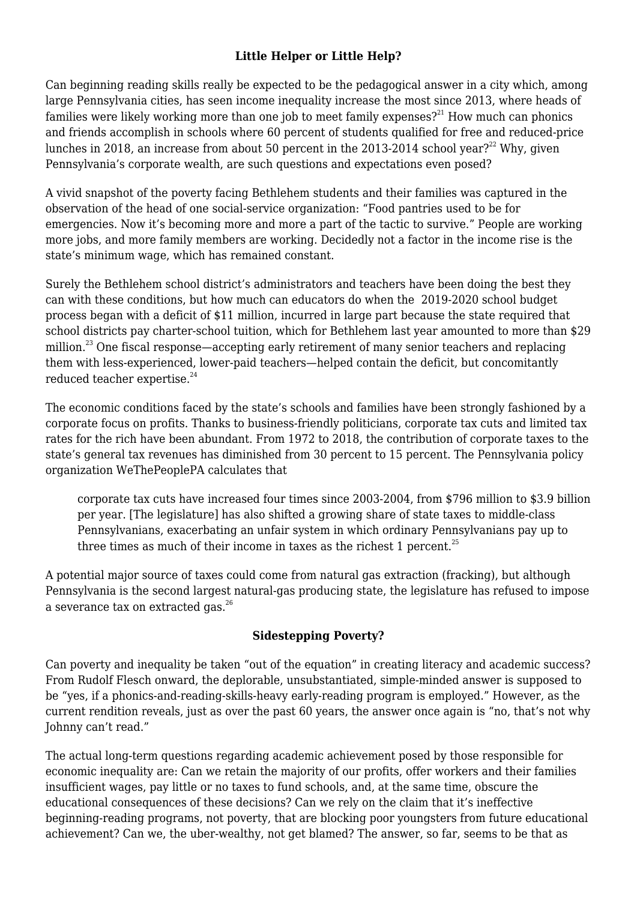### Little Helper or Little Help?

Can beginning reading skills really be expected to be the pedagogical answer in a city which, among large Pennsylvania cities, has seen income inequality increase the most since 2013, where heads of families were likely working more than one job to meet family expenses?[21] How much can phonics and friends accomplish in schools where 60 percent of students qualified for free and reduced-price lunches in 2018, an increase from about 50 percent in the 2013-2014 school year?[22] Why, given Pennsylvania's corporate wealth, are such questions and expectations even posed?

A vivid snapshot of the poverty facing Bethlehem students and their families was captured in the observation of the head of one social-service organization: "Food pantries used to be for emergencies. Now it's becoming more and more a part of the tactic to survive." People are working more jobs, and more family members are working. Decidedly not a factor in the income rise is the state's minimum wage, which has remained constant.

Surely the Bethlehem school district's administrators and teachers have been doing the best they can with these conditions, but how much can educators do when the 2019-2020 school budget process began with a deficit of $11 million, incurred in large part because the state required that school districts pay charter-school tuition, which for Bethlehem last year amounted to more than $29 million.[23] One fiscal response—accepting early retirement of many senior teachers and replacing them with less-experienced, lower-paid teachers—helped contain the deficit, but concomitantly reduced teacher expertise.[24]

The economic conditions faced by the state's schools and families have been strongly fashioned by a corporate focus on profits. Thanks to business-friendly politicians, corporate tax cuts and limited tax rates for the rich have been abundant. From 1972 to 2018, the contribution of corporate taxes to the state's general tax revenues has diminished from 30 percent to 15 percent. The Pennsylvania policy organization WeThePeoplePA calculates that

> corporate tax cuts have increased four times since 2003-2004, from $796 million to $3.9 billion per year. [The legislature] has also shifted a growing share of state taxes to middle-class Pennsylvanians, exacerbating an unfair system in which ordinary Pennsylvanians pay up to three times as much of their income in taxes as the richest 1 percent.[25]

A potential major source of taxes could come from natural gas extraction (fracking), but although Pennsylvania is the second largest natural-gas producing state, the legislature has refused to impose a severance tax on extracted gas.[26]

### Sidestepping Poverty?

Can poverty and inequality be taken "out of the equation" in creating literacy and academic success? From Rudolf Flesch onward, the deplorable, unsubstantiated, simple-minded answer is supposed to be "yes, if a phonics-and-reading-skills-heavy early-reading program is employed." However, as the current rendition reveals, just as over the past 60 years, the answer once again is "no, that's not why Johnny can't read."

The actual long-term questions regarding academic achievement posed by those responsible for economic inequality are: Can we retain the majority of our profits, offer workers and their families insufficient wages, pay little or no taxes to fund schools, and, at the same time, obscure the educational consequences of these decisions? Can we rely on the claim that it's ineffective beginning-reading programs, not poverty, that are blocking poor youngsters from future educational achievement? Can we, the uber-wealthy, not get blamed? The answer, so far, seems to be that as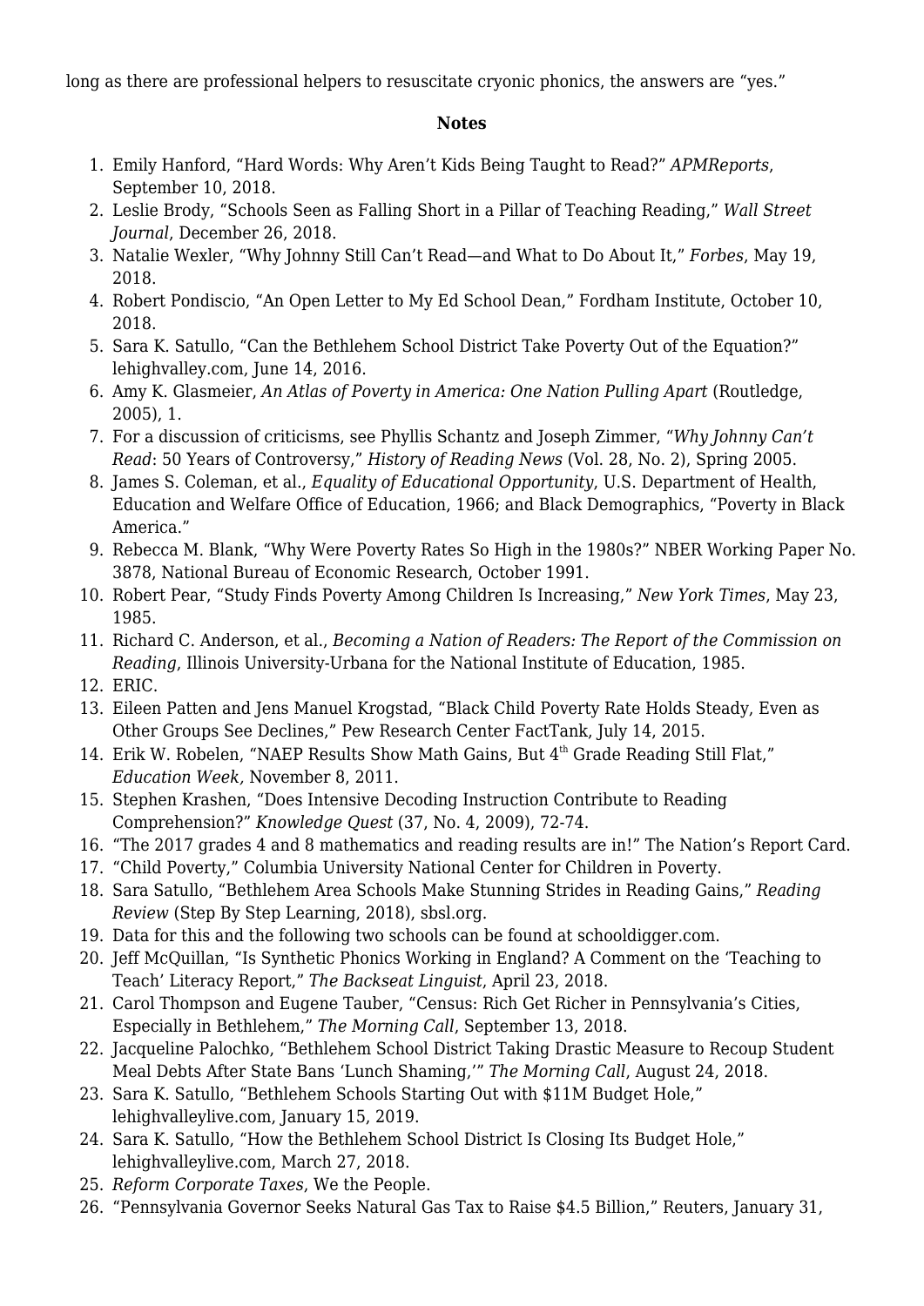long as there are professional helpers to resuscitate cryonic phonics, the answers are "yes."

### Notes

1. Emily Hanford, "Hard Words: Why Aren't Kids Being Taught to Read?" *APMReports*, September 10, 2018.
2. Leslie Brody, "Schools Seen as Falling Short in a Pillar of Teaching Reading," *Wall Street Journal*, December 26, 2018.
3. Natalie Wexler, "Why Johnny Still Can't Read—and What to Do About It," *Forbes*, May 19, 2018.
4. Robert Pondiscio, "An Open Letter to My Ed School Dean," Fordham Institute, October 10, 2018.
5. Sara K. Satullo, "Can the Bethlehem School District Take Poverty Out of the Equation?" lehighvalley.com, June 14, 2016.
6. Amy K. Glasmeier, *An Atlas of Poverty in America: One Nation Pulling Apart* (Routledge, 2005), 1.
7. For a discussion of criticisms, see Phyllis Schantz and Joseph Zimmer, "*Why Johnny Can't Read*: 50 Years of Controversy," *History of Reading News* (Vol. 28, No. 2), Spring 2005.
8. James S. Coleman, et al., *Equality of Educational Opportunity*, U.S. Department of Health, Education and Welfare Office of Education, 1966; and Black Demographics, "Poverty in Black America."
9. Rebecca M. Blank, "Why Were Poverty Rates So High in the 1980s?" NBER Working Paper No. 3878, National Bureau of Economic Research, October 1991.
10. Robert Pear, "Study Finds Poverty Among Children Is Increasing," *New York Times*, May 23, 1985.
11. Richard C. Anderson, et al., *Becoming a Nation of Readers: The Report of the Commission on Reading*, Illinois University-Urbana for the National Institute of Education, 1985.
12. ERIC.
13. Eileen Patten and Jens Manuel Krogstad, "Black Child Poverty Rate Holds Steady, Even as Other Groups See Declines," Pew Research Center FactTank, July 14, 2015.
14. Erik W. Robelen, "NAEP Results Show Math Gains, But 4th Grade Reading Still Flat," *Education Week,* November 8, 2011.
15. Stephen Krashen, "Does Intensive Decoding Instruction Contribute to Reading Comprehension?" *Knowledge Quest* (37, No. 4, 2009), 72-74.
16. "The 2017 grades 4 and 8 mathematics and reading results are in!" The Nation's Report Card.
17. "Child Poverty," Columbia University National Center for Children in Poverty.
18. Sara Satullo, "Bethlehem Area Schools Make Stunning Strides in Reading Gains," *Reading Review* (Step By Step Learning, 2018), sbsl.org.
19. Data for this and the following two schools can be found at schooldigger.com.
20. Jeff McQuillan, "Is Synthetic Phonics Working in England? A Comment on the 'Teaching to Teach' Literacy Report," *The Backseat Linguist*, April 23, 2018.
21. Carol Thompson and Eugene Tauber, "Census: Rich Get Richer in Pennsylvania's Cities, Especially in Bethlehem," *The Morning Call*, September 13, 2018.
22. Jacqueline Palochko, "Bethlehem School District Taking Drastic Measure to Recoup Student Meal Debts After State Bans 'Lunch Shaming,'" *The Morning Call*, August 24, 2018.
23. Sara K. Satullo, "Bethlehem Schools Starting Out with $11M Budget Hole," lehighvalleylive.com, January 15, 2019.
24. Sara K. Satullo, "How the Bethlehem School District Is Closing Its Budget Hole," lehighvalleylive.com, March 27, 2018.
25. *Reform Corporate Taxes*, We the People.
26. "Pennsylvania Governor Seeks Natural Gas Tax to Raise $4.5 Billion," Reuters, January 31,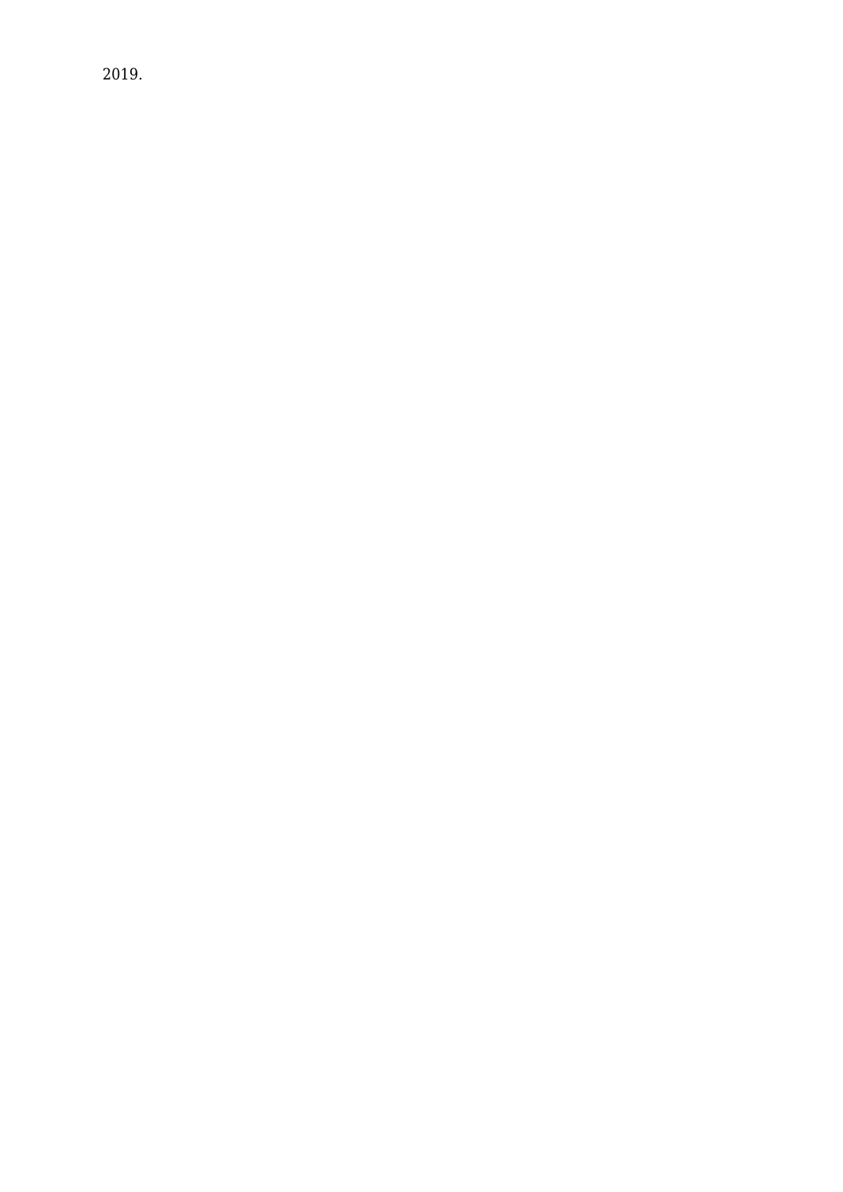2019.